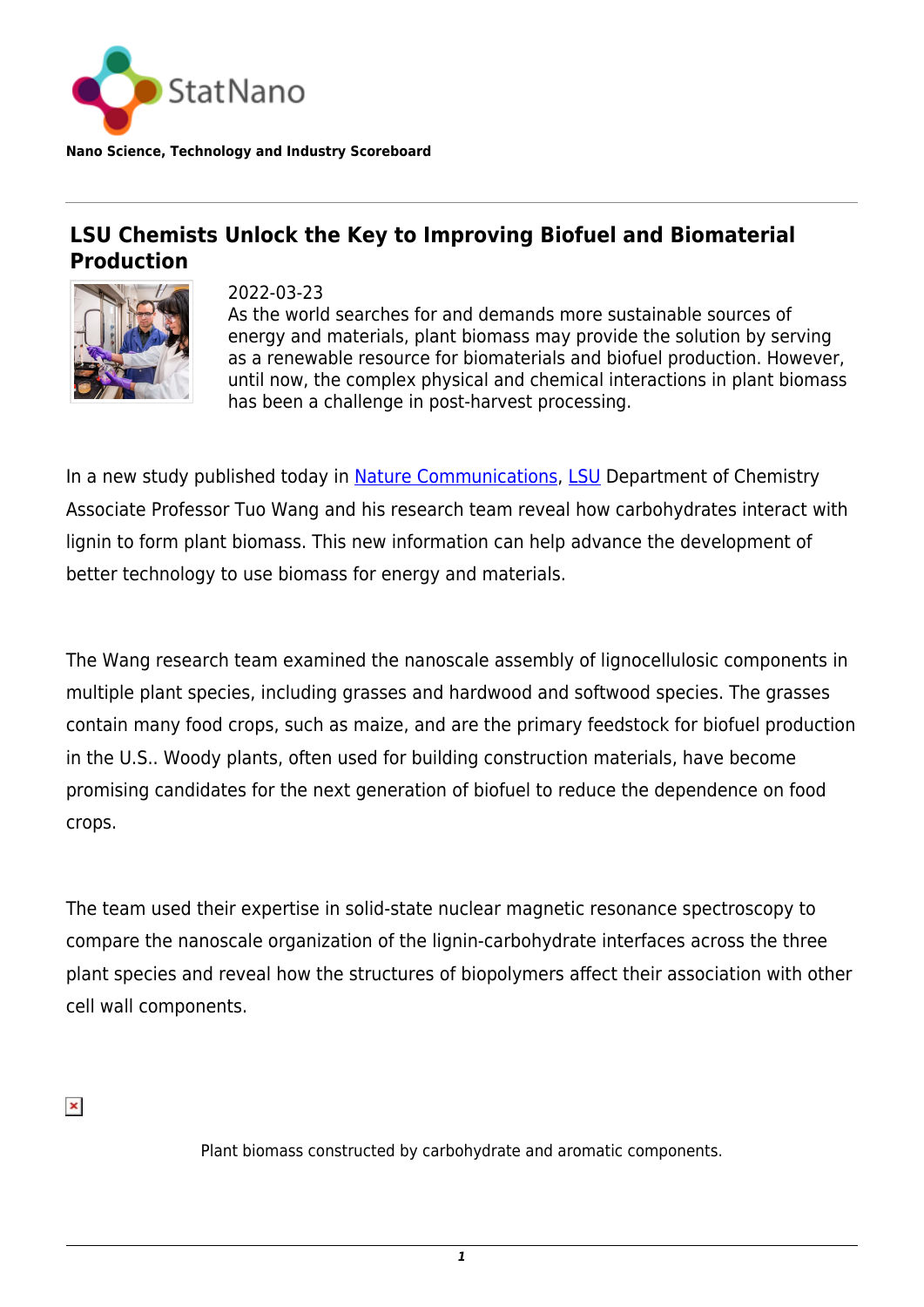StatNano

**Nano Science, Technology and Industry Scoreboard**

# LSU Chemists Unlock the Key to Improving Biofuel and Biomaterial Production

2022-03-23

As the world searches for and demands more sustainable sources of energy and materials, plant biomass may provide the solution by serving as a renewable resource for biomaterials and biofuel production. However, until now, the complex physical and chemical interactions in plant biomass has been a challenge in post-harvest processing.

In a new study published today in Nature Communications, LSU Department of Chemistry Associate Professor Tuo Wang and his research team reveal how carbohydrates interact with lignin to form plant biomass. This new information can help advance the development of better technology to use biomass for energy and materials.

The Wang research team examined the nanoscale assembly of lignocellulosic components in multiple plant species, including grasses and hardwood and softwood species. The grasses contain many food crops, such as maize, and are the primary feedstock for biofuel production in the U.S.. Woody plants, often used for building construction materials, have become promising candidates for the next generation of biofuel to reduce the dependence on food crops.

The team used their expertise in solid-state nuclear magnetic resonance spectroscopy to compare the nanoscale organization of the lignin-carbohydrate interfaces across the three plant species and reveal how the structures of biopolymers affect their association with other cell wall components.

Plant biomass constructed by carbohydrate and aromatic components.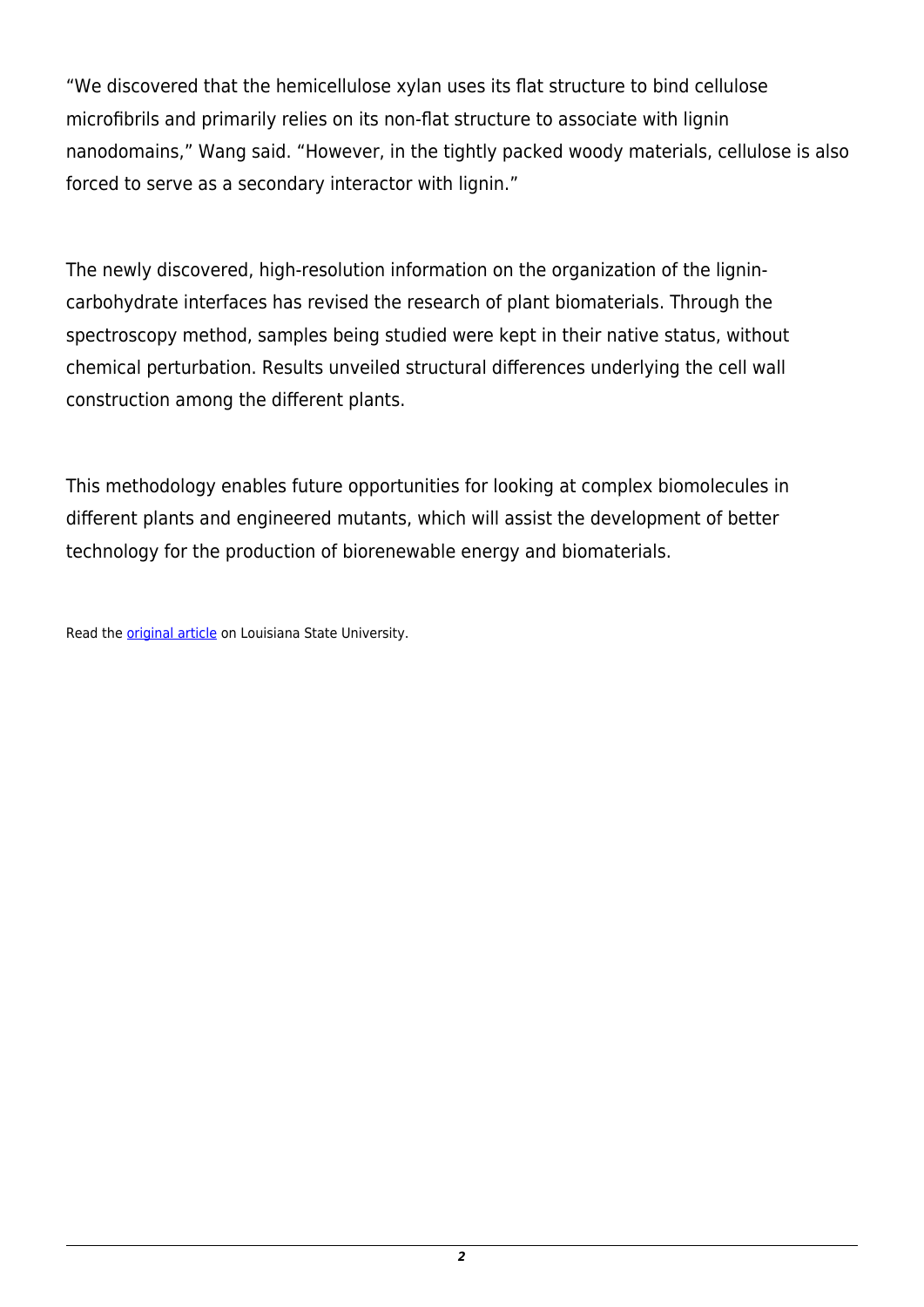"We discovered that the hemicellulose xylan uses its flat structure to bind cellulose microfibrils and primarily relies on its non-flat structure to associate with lignin nanodomains," Wang said. "However, in the tightly packed woody materials, cellulose is also forced to serve as a secondary interactor with lignin."

The newly discovered, high-resolution information on the organization of the lignin-carbohydrate interfaces has revised the research of plant biomaterials. Through the spectroscopy method, samples being studied were kept in their native status, without chemical perturbation. Results unveiled structural differences underlying the cell wall construction among the different plants.

This methodology enables future opportunities for looking at complex biomolecules in different plants and engineered mutants, which will assist the development of better technology for the production of biorenewable energy and biomaterials.

Read the original article on Louisiana State University.